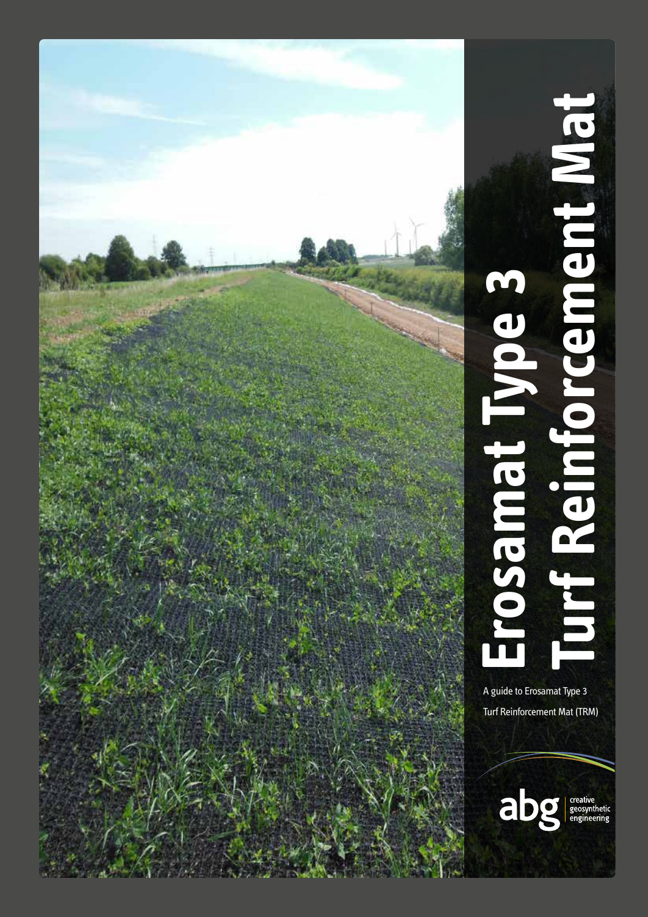# Erosamat Type 3 Turf Reinforcement Mat

A guide to Erosamat Type 3 Turf Reinforcement Mat (TRM)

abg creative geosynthetic engineering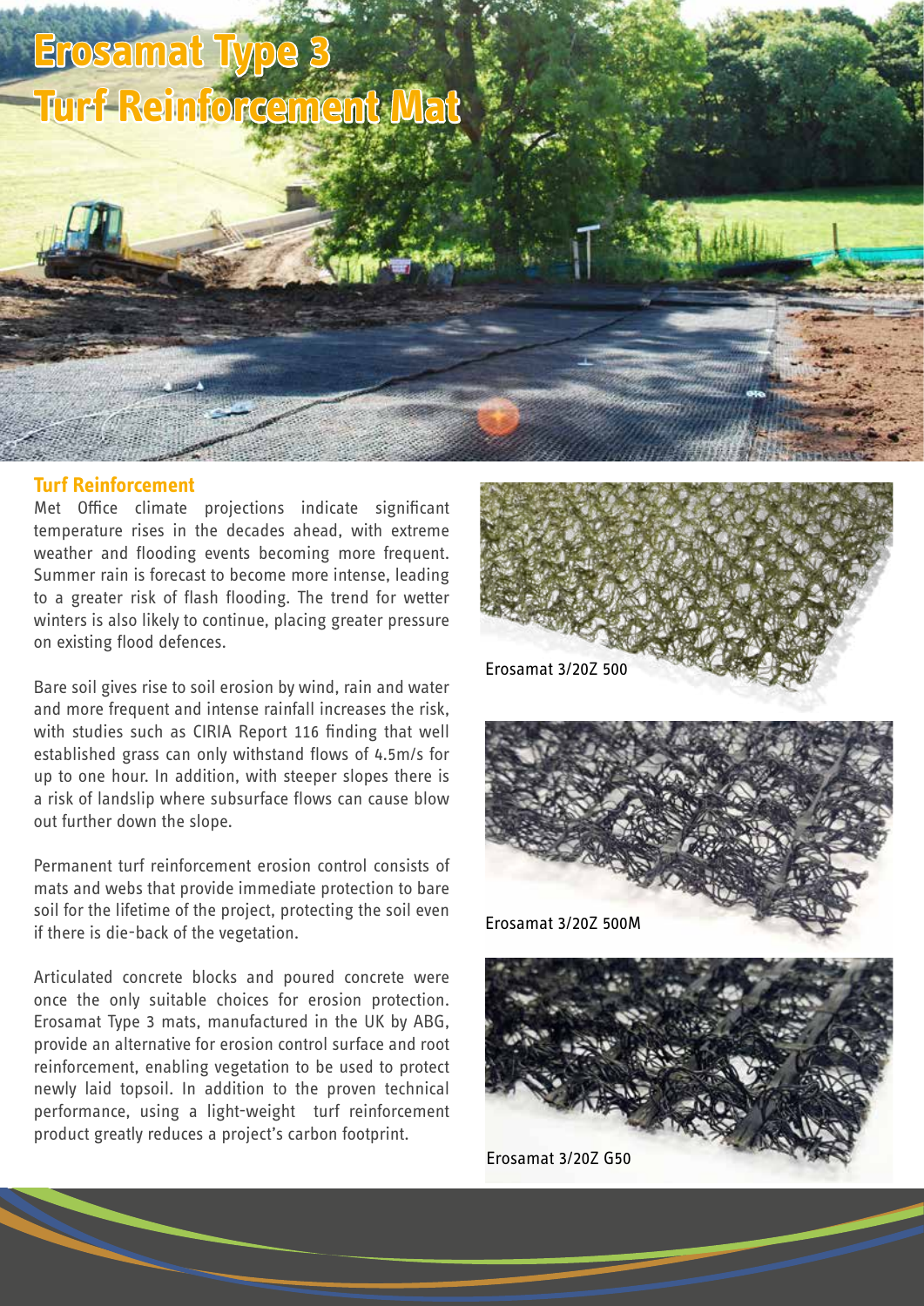# Erosamat Type 3 Turf Reinforcement Mat

## Turf Reinforcement

Met Office climate projections indicate significant temperature rises in the decades ahead, with extreme weather and flooding events becoming more frequent. Summer rain is forecast to become more intense, leading to a greater risk of flash flooding. The trend for wetter winters is also likely to continue, placing greater pressure on existing flood defences.

Bare soil gives rise to soil erosion by wind, rain and water and more frequent and intense rainfall increases the risk, with studies such as CIRIA Report 116 finding that well established grass can only withstand flows of 4.5m/s for up to one hour. In addition, with steeper slopes there is a risk of landslip where subsurface flows can cause blow out further down the slope.

Permanent turf reinforcement erosion control consists of mats and webs that provide immediate protection to bare soil for the lifetime of the project, protecting the soil even if there is die-back of the vegetation.

Articulated concrete blocks and poured concrete were once the only suitable choices for erosion protection. Erosamat Type 3 mats, manufactured in the UK by ABG, provide an alternative for erosion control surface and root reinforcement, enabling vegetation to be used to protect newly laid topsoil. In addition to the proven technical performance, using a light-weight turf reinforcement product greatly reduces a project's carbon footprint.

Erosamat 3/20Z 500

Erosamat 3/20Z 500M

Erosamat 3/20Z G50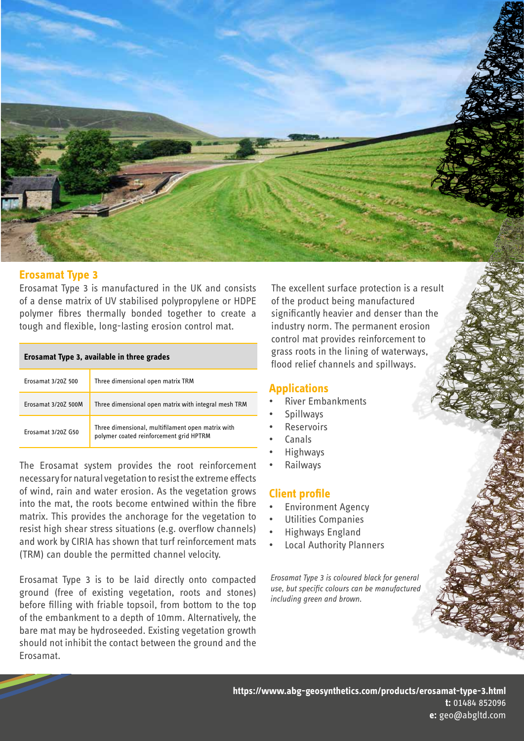## Erosamat Type 3

Erosamat Type 3 is manufactured in the UK and consists of a dense matrix of UV stabilised polypropylene or HDPE polymer fibres thermally bonded together to create a tough and flexible, long-lasting erosion control mat.

| Erosamat Type 3, available in three grades | |
|---|---|
| Erosamat 3/20Z 500 | Three dimensional open matrix TRM |
| Erosamat 3/20Z 500M | Three dimensional open matrix with integral mesh TRM |
| Erosamat 3/20Z G50 | Three dimensional, multifilament open matrix with polymer coated reinforcement grid HPTRM |

The Erosamat system provides the root reinforcement necessary for natural vegetation to resist the extreme effects of wind, rain and water erosion. As the vegetation grows into the mat, the roots become entwined within the fibre matrix. This provides the anchorage for the vegetation to resist high shear stress situations (e.g. overflow channels) and work by CIRIA has shown that turf reinforcement mats (TRM) can double the permitted channel velocity.

Erosamat Type 3 is to be laid directly onto compacted ground (free of existing vegetation, roots and stones) before filling with friable topsoil, from bottom to the top of the embankment to a depth of 10mm. Alternatively, the bare mat may be hydroseeded. Existing vegetation growth should not inhibit the contact between the ground and the Erosamat.

The excellent surface protection is a result of the product being manufactured significantly heavier and denser than the industry norm. The permanent erosion control mat provides reinforcement to grass roots in the lining of waterways, flood relief channels and spillways.

## Applications

- River Embankments
- Spillways
- Reservoirs
- Canals
- Highways
- Railways

## Client profile

- Environment Agency
- Utilities Companies
- Highways England
- Local Authority Planners

*Erosamat Type 3 is coloured black for general use, but specific colours can be manufactured including green and brown.*

**https://www.abg-geosynthetics.com/products/erosamat-type-3.html**
**t:** 01484 852096
**e:** geo@abgltd.com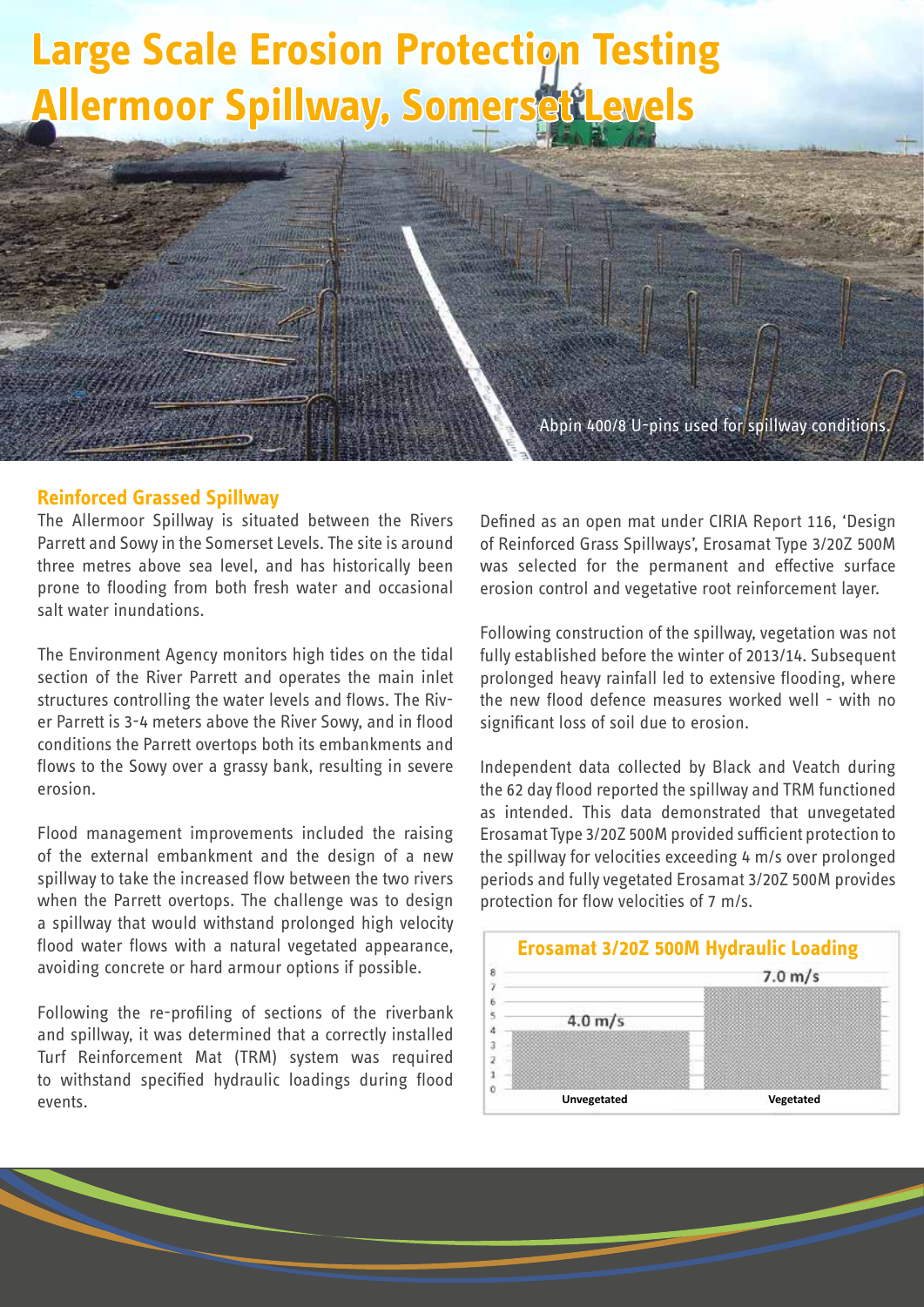# Large Scale Erosion Protection Testing Allermoor Spillway, Somerset Levels

Abppin 400/8 U-pins used for spillway conditions.

## Reinforced Grassed Spillway

The Allermoor Spillway is situated between the Rivers Parrett and Sowy in the Somerset Levels. The site is around three metres above sea level, and has historically been prone to flooding from both fresh water and occasional salt water inundations.

The Environment Agency monitors high tides on the tidal section of the River Parrett and operates the main inlet structures controlling the water levels and flows. The River Parrett is 3-4 meters above the River Sowy, and in flood conditions the Parrett overtops both its embankments and flows to the Sowy over a grassy bank, resulting in severe erosion.

Flood management improvements included the raising of the external embankment and the design of a new spillway to take the increased flow between the two rivers when the Parrett overtops. The challenge was to design a spillway that would withstand prolonged high velocity flood water flows with a natural vegetated appearance, avoiding concrete or hard armour options if possible.

Following the re-profiling of sections of the riverbank and spillway, it was determined that a correctly installed Turf Reinforcement Mat (TRM) system was required to withstand specified hydraulic loadings during flood events.

Defined as an open mat under CIRIA Report 116, 'Design of Reinforced Grass Spillways', Erosamat Type 3/20Z 500M was selected for the permanent and effective surface erosion control and vegetative root reinforcement layer.

Following construction of the spillway, vegetation was not fully established before the winter of 2013/14. Subsequent prolonged heavy rainfall led to extensive flooding, where the new flood defence measures worked well - with no significant loss of soil due to erosion.

Independent data collected by Black and Veatch during the 62 day flood reported the spillway and TRM functioned as intended. This data demonstrated that unvegetated Erosamat Type 3/20Z 500M provided sufficient protection to the spillway for velocities exceeding 4 m/s over prolonged periods and fully vegetated Erosamat 3/20Z 500M provides protection for flow velocities of 7 m/s.

### Erosamat 3/20Z 500M Hydraulic Loading

| Condition | Velocity |
|---|---|
| Unvegetated | 4.0 m/s |
| Vegetated | 7.0 m/s |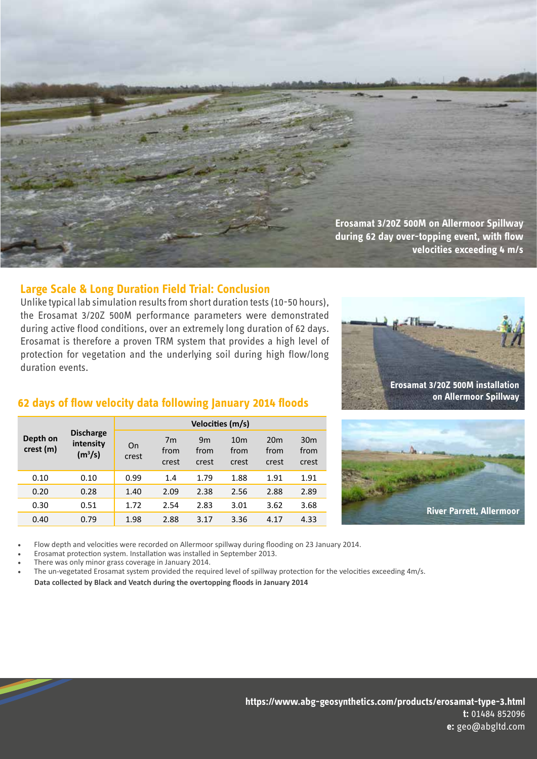Erosamat 3/20Z 500M on Allermoor Spillway during 62 day over-topping event, with flow velocities exceeding 4 m/s

## Large Scale & Long Duration Field Trial: Conclusion

Unlike typical lab simulation results from short duration tests (10-50 hours), the Erosamat 3/20Z 500M performance parameters were demonstrated during active flood conditions, over an extremely long duration of 62 days. Erosamat is therefore a proven TRM system that provides a high level of protection for vegetation and the underlying soil during high flow/long duration events.

Erosamat 3/20Z 500M installation on Allermoor Spillway

## 62 days of flow velocity data following January 2014 floods

| Depth on crest (m) | Discharge intensity ($m^3/s$) | Velocities (m/s) | | | | | |
|---|---|---|---|---|---|---|---|
| | | On crest | 7m from crest | 9m from crest | 10m from crest | 20m from crest | 30m from crest |
| 0.10 | 0.10 | 0.99 | 1.4 | 1.79 | 1.88 | 1.91 | 1.91 |
| 0.20 | 0.28 | 1.40 | 2.09 | 2.38 | 2.56 | 2.88 | 2.89 |
| 0.30 | 0.51 | 1.72 | 2.54 | 2.83 | 3.01 | 3.62 | 3.68 |
| 0.40 | 0.79 | 1.98 | 2.88 | 3.17 | 3.36 | 4.17 | 4.33 |

River Parrett, Allermoor

- Flow depth and velocities were recorded on Allermoor spillway during flooding on 23 January 2014.
- Erosamat protection system. Installation was installed in September 2013.
- There was only minor grass coverage in January 2014.
- The un-vegetated Erosamat system provided the required level of spillway protection for the velocities exceeding 4m/s.

**Data collected by Black and Veatch during the overtopping floods in January 2014**

**https://www.abg-geosynthetics.com/products/erosamat-type-3.html**
**t:** 01484 852096
**e:** geo@abgltd.com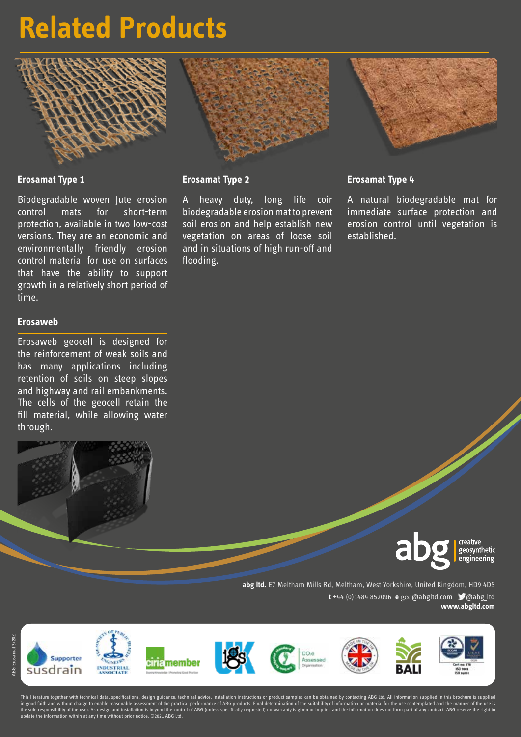# Related Products

### Erosamat Type 1

Biodegradable woven Jute erosion control mats for short-term protection, available in two low-cost versions. They are an economic and environmentally friendly erosion control material for use on surfaces that have the ability to support growth in a relatively short period of time.

### Erosaweb

Erosaweb geocell is designed for the reinforcement of weak soils and has many applications including retention of soils on steep slopes and highway and rail embankments. The cells of the geocell retain the fill material, while allowing water through.

### Erosamat Type 2

A heavy duty, long life coir biodegradable erosion mat to prevent soil erosion and help establish new vegetation on areas of loose soil and in situations of high run-off and flooding.

### Erosamat Type 4

A natural biodegradable mat for immediate surface protection and erosion control until vegetation is established.

abg creative geosynthetic engineering

**abg ltd.** E7 Meltham Mills Rd, Meltham, West Yorkshire, United Kingdom, HD9 4DS

**t** +44 (0)1484 852096 **e** geo@abgltd.com @abg_ltd

**www.abgltd.com**

Supporter susdrain | The Society of Public Health Engineers Industrial Associate | ciria member | UK igs | CO₂e Assessed | Made in the UK | BALI | Cert no: 576 ISO 9001 ISO 14001

ABG Erosamat 3/20Z

This literature together with technical data, specifications, design guidance, technical advice, installation instructions or product samples can be obtained by contacting ABG Ltd. All information supplied in this brochure is supplied in good faith and without charge to enable reasonable assessment of the practical performance of ABG products. Final determination of the suitability of information or material for the use contemplated and the manner of the use is the sole responsibility of the user. As design and installation is beyond the control of ABG (unless specifically requested) no warranty is given or implied and the information does not form part of any contract. ABG reserve the right to update the information within at any time without prior notice. ©2021 ABG Ltd.